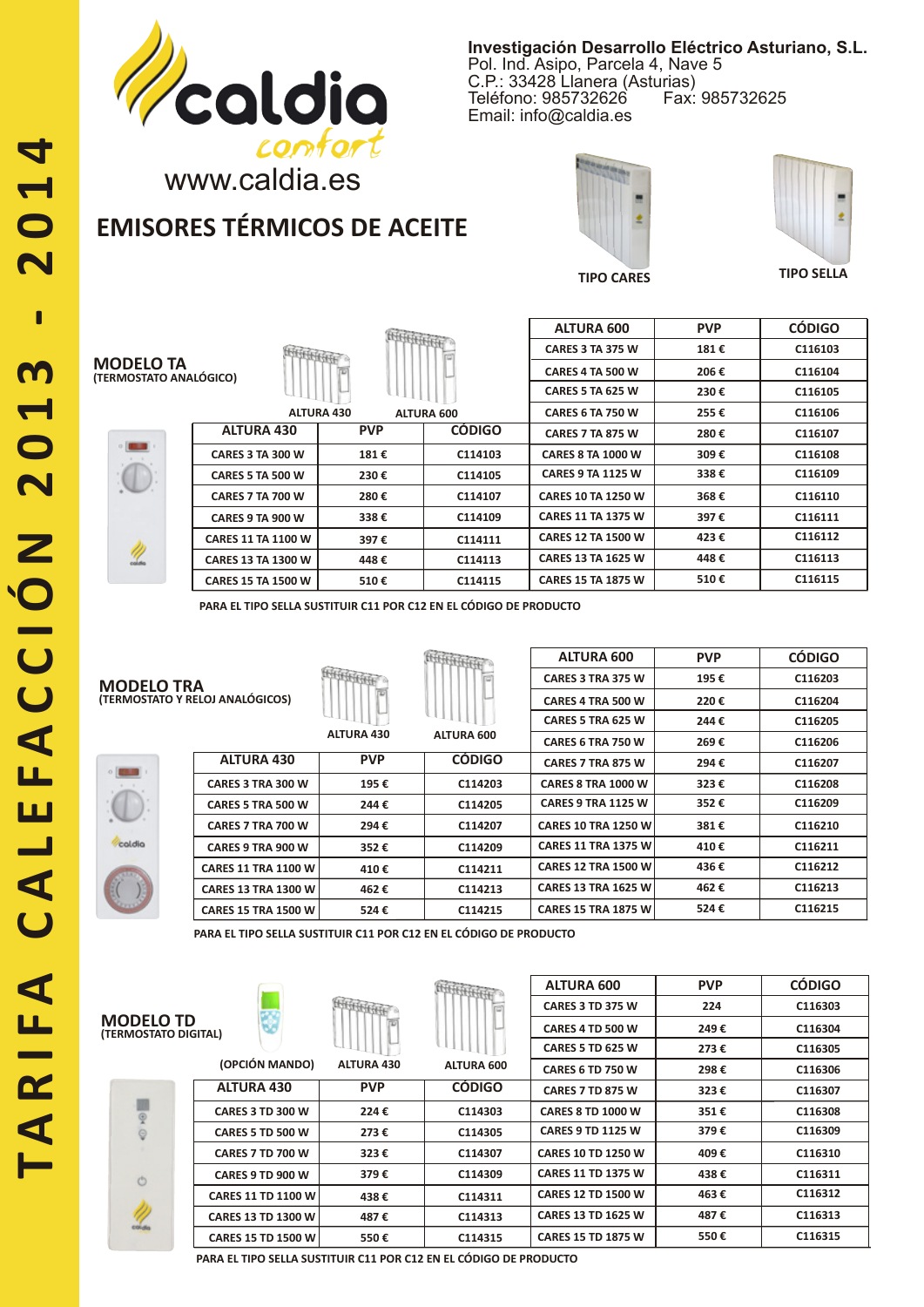# TARIFA CALEFACCIÓN 2013 - 2014

caldia confort

www.caldia.es

**Investigación Desarrollo Eléctrico Asturiano, S.L.**
Pol. Ind. Asipo, Parcela 4, Nave 5
C.P.: 33428 Llanera (Asturias)
Teléfono: 985732626 Fax: 985732625
Email: info@caldia.es

## EMISORES TÉRMICOS DE ACEITE

TIPO CARES — TIPO SELLA

### MODELO TA
(TERMOSTATO ANALÓGICO)

| ALTURA 430 | PVP | CÓDIGO |
|---|---|---|
| CARES 3 TA 300 W | 181 € | C114103 |
| CARES 5 TA 500 W | 230 € | C114105 |
| CARES 7 TA 700 W | 280 € | C114107 |
| CARES 9 TA 900 W | 338 € | C114109 |
| CARES 11 TA 1100 W | 397 € | C114111 |
| CARES 13 TA 1300 W | 448 € | C114113 |
| CARES 15 TA 1500 W | 510 € | C114115 |

| ALTURA 600 | PVP | CÓDIGO |
|---|---|---|
| CARES 3 TA 375 W | 181 € | C116103 |
| CARES 4 TA 500 W | 206 € | C116104 |
| CARES 5 TA 625 W | 230 € | C116105 |
| CARES 6 TA 750 W | 255 € | C116106 |
| CARES 7 TA 875 W | 280 € | C116107 |
| CARES 8 TA 1000 W | 309 € | C116108 |
| CARES 9 TA 1125 W | 338 € | C116109 |
| CARES 10 TA 1250 W | 368 € | C116110 |
| CARES 11 TA 1375 W | 397 € | C116111 |
| CARES 12 TA 1500 W | 423 € | C116112 |
| CARES 13 TA 1625 W | 448 € | C116113 |
| CARES 15 TA 1875 W | 510 € | C116115 |

PARA EL TIPO SELLA SUSTITUIR C11 POR C12 EN EL CÓDIGO DE PRODUCTO

### MODELO TRA
(TERMOSTATO Y RELOJ ANALÓGICOS)

| ALTURA 430 | PVP | CÓDIGO |
|---|---|---|
| CARES 3 TRA 300 W | 195 € | C114203 |
| CARES 5 TRA 500 W | 244 € | C114205 |
| CARES 7 TRA 700 W | 294 € | C114207 |
| CARES 9 TRA 900 W | 352 € | C114209 |
| CARES 11 TRA 1100 W | 410 € | C114211 |
| CARES 13 TRA 1300 W | 462 € | C114213 |
| CARES 15 TRA 1500 W | 524 € | C114215 |

| ALTURA 600 | PVP | CÓDIGO |
|---|---|---|
| CARES 3 TRA 375 W | 195 € | C116203 |
| CARES 4 TRA 500 W | 220 € | C116204 |
| CARES 5 TRA 625 W | 244 € | C116205 |
| CARES 6 TRA 750 W | 269 € | C116206 |
| CARES 7 TRA 875 W | 294 € | C116207 |
| CARES 8 TRA 1000 W | 323 € | C116208 |
| CARES 9 TRA 1125 W | 352 € | C116209 |
| CARES 10 TRA 1250 W | 381 € | C116210 |
| CARES 11 TRA 1375 W | 410 € | C116211 |
| CARES 12 TRA 1500 W | 436 € | C116212 |
| CARES 13 TRA 1625 W | 462 € | C116213 |
| CARES 15 TRA 1875 W | 524 € | C116215 |

PARA EL TIPO SELLA SUSTITUIR C11 POR C12 EN EL CÓDIGO DE PRODUCTO

### MODELO TD
(TERMOSTATO DIGITAL)

(OPCIÓN MANDO)

| ALTURA 430 | PVP | CÓDIGO |
|---|---|---|
| CARES 3 TD 300 W | 224 € | C114303 |
| CARES 5 TD 500 W | 273 € | C114305 |
| CARES 7 TD 700 W | 323 € | C114307 |
| CARES 9 TD 900 W | 379 € | C114309 |
| CARES 11 TD 1100 W | 438 € | C114311 |
| CARES 13 TD 1300 W | 487 € | C114313 |
| CARES 15 TD 1500 W | 550 € | C114315 |

| ALTURA 600 | PVP | CÓDIGO |
|---|---|---|
| CARES 3 TD 375 W | 224 | C116303 |
| CARES 4 TD 500 W | 249 € | C116304 |
| CARES 5 TD 625 W | 273 € | C116305 |
| CARES 6 TD 750 W | 298 € | C116306 |
| CARES 7 TD 875 W | 323 € | C116307 |
| CARES 8 TD 1000 W | 351 € | C116308 |
| CARES 9 TD 1125 W | 379 € | C116309 |
| CARES 10 TD 1250 W | 409 € | C116310 |
| CARES 11 TD 1375 W | 438 € | C116311 |
| CARES 12 TD 1500 W | 463 € | C116312 |
| CARES 13 TD 1625 W | 487 € | C116313 |
| CARES 15 TD 1875 W | 550 € | C116315 |

PARA EL TIPO SELLA SUSTITUIR C11 POR C12 EN EL CÓDIGO DE PRODUCTO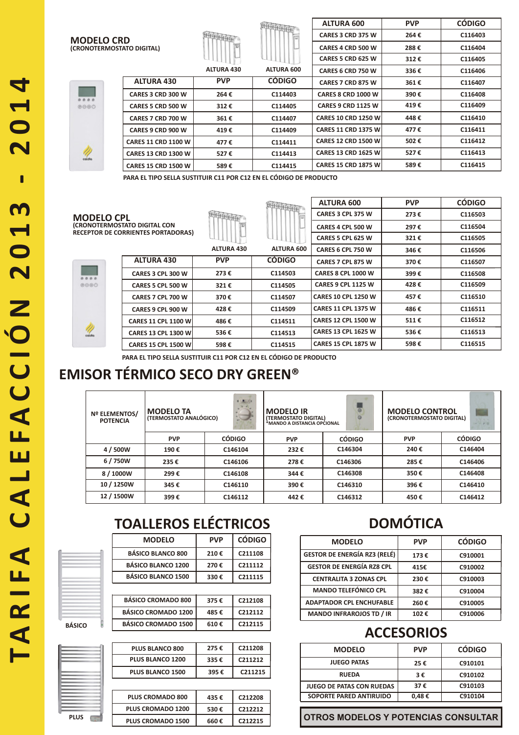## MODELO CRD
(CRONOTERMOSTATO DIGITAL)

ALTURA 430 ALTURA 600

| ALTURA 430 | PVP | CÓDIGO |
|---|---|---|
| CARES 3 CRD 300 W | 264 € | C114403 |
| CARES 5 CRD 500 W | 312 € | C114405 |
| CARES 7 CRD 700 W | 361 € | C114407 |
| CARES 9 CRD 900 W | 419 € | C114409 |
| CARES 11 CRD 1100 W | 477 € | C114411 |
| CARES 13 CRD 1300 W | 527 € | C114413 |
| CARES 15 CRD 1500 W | 589 € | C114415 |

| ALTURA 600 | PVP | CÓDIGO |
|---|---|---|
| CARES 3 CRD 375 W | 264 € | C116403 |
| CARES 4 CRD 500 W | 288 € | C116404 |
| CARES 5 CRD 625 W | 312 € | C116405 |
| CARES 6 CRD 750 W | 336 € | C116406 |
| CARES 7 CRD 875 W | 361 € | C116407 |
| CARES 8 CRD 1000 W | 390 € | C116408 |
| CARES 9 CRD 1125 W | 419 € | C116409 |
| CARES 10 CRD 1250 W | 448 € | C116410 |
| CARES 11 CRD 1375 W | 477 € | C116411 |
| CARES 12 CRD 1500 W | 502 € | C116412 |
| CARES 13 CRD 1625 W | 527 € | C116413 |
| CARES 15 CRD 1875 W | 589 € | C116415 |

PARA EL TIPO SELLA SUSTITUIR C11 POR C12 EN EL CÓDIGO DE PRODUCTO

## MODELO CPL
(CRONOTERMOSTATO DIGITAL CON RECEPTOR DE CORRIENTES PORTADORAS)

ALTURA 430 ALTURA 600

| ALTURA 430 | PVP | CÓDIGO |
|---|---|---|
| CARES 3 CPL 300 W | 273 € | C114503 |
| CARES 5 CPL 500 W | 321 € | C114505 |
| CARES 7 CPL 700 W | 370 € | C114507 |
| CARES 9 CPL 900 W | 428 € | C114509 |
| CARES 11 CPL 1100 W | 486 € | C114511 |
| CARES 13 CPL 1300 W | 536 € | C114513 |
| CARES 15 CPL 1500 W | 598 € | C114515 |

| ALTURA 600 | PVP | CÓDIGO |
|---|---|---|
| CARES 3 CPL 375 W | 273 € | C116503 |
| CARES 4 CPL 500 W | 297 € | C116504 |
| CARES 5 CPL 625 W | 321 € | C116505 |
| CARES 6 CPL 750 W | 346 € | C116506 |
| CARES 7 CPL 875 W | 370 € | C116507 |
| CARES 8 CPL 1000 W | 399 € | C116508 |
| CARES 9 CPL 1125 W | 428 € | C116509 |
| CARES 10 CPL 1250 W | 457 € | C116510 |
| CARES 11 CPL 1375 W | 486 € | C116511 |
| CARES 12 CPL 1500 W | 511 € | C116512 |
| CARES 13 CPL 1625 W | 536 € | C116513 |
| CARES 15 CPL 1875 W | 598 € | C116515 |

PARA EL TIPO SELLA SUSTITUIR C11 POR C12 EN EL CÓDIGO DE PRODUCTO

# EMISOR TÉRMICO SECO DRY GREEN®

| Nº ELEMENTOS/ POTENCIA | MODELO TA (TERMOSTATO ANALÓGICO) | | MODELO IR (TERMOSTATO DIGITAL) *MANDO A DISTANCIA OPCIONAL | | MODELO CONTROL (CRONOTERMOSTATO DIGITAL) | |
|---|---|---|---|---|---|---|
| | PVP | CÓDIGO | PVP | CÓDIGO | PVP | CÓDIGO |
| 4 / 500W | 190 € | C146104 | 232 € | C146304 | 240 € | C146404 |
| 6 / 750W | 235 € | C146106 | 278 € | C146306 | 285 € | C146406 |
| 8 / 1000W | 299 € | C146108 | 344 € | C146308 | 350 € | C146408 |
| 10 / 1250W | 345 € | C146110 | 390 € | C146310 | 396 € | C146410 |
| 12 / 1500W | 399 € | C146112 | 442 € | C146312 | 450 € | C146412 |

# TOALLEROS ELÉCTRICOS

| MODELO | PVP | CÓDIGO |
|---|---|---|
| BÁSICO BLANCO 800 | 210 € | C211108 |
| BÁSICO BLANCO 1200 | 270 € | C211112 |
| BÁSICO BLANCO 1500 | 330 € | C211115 |
| BÁSICO CROMADO 800 | 375 € | C212108 |
| BÁSICO CROMADO 1200 | 485 € | C212112 |
| BÁSICO CROMADO 1500 | 610 € | C212115 |
| PLUS BLANCO 800 | 275 € | C211208 |
| PLUS BLANCO 1200 | 335 € | C211212 |
| PLUS BLANCO 1500 | 395 € | C211215 |
| PLUS CROMADO 800 | 435 € | C212208 |
| PLUS CROMADO 1200 | 530 € | C212212 |
| PLUS CROMADO 1500 | 660 € | C212215 |

BÁSICO

PLUS

# DOMÓTICA

| MODELO | PVP | CÓDIGO |
|---|---|---|
| GESTOR DE ENERGÍA RZ3 (RELÉ) | 173 € | C910001 |
| GESTOR DE ENERGÍA RZ8 CPL | 415€ | C910002 |
| CENTRALITA 3 ZONAS CPL | 230 € | C910003 |
| MANDO TELEFÓNICO CPL | 382 € | C910004 |
| ADAPTADOR CPL ENCHUFABLE | 260 € | C910005 |
| MANDO INFRAROJOS TD / IR | 102 € | C910006 |

# ACCESORIOS

| MODELO | PVP | CÓDIGO |
|---|---|---|
| JUEGO PATAS | 25 € | C910101 |
| RUEDA | 3 € | C910102 |
| JUEGO DE PATAS CON RUEDAS | 37 € | C910103 |
| SOPORTE PARED ANTIRUIDO | 0,48 € | C910104 |

**OTROS MODELOS Y POTENCIAS CONSULTAR**

TARIFA CALEFACCIÓN 2013 - 2014